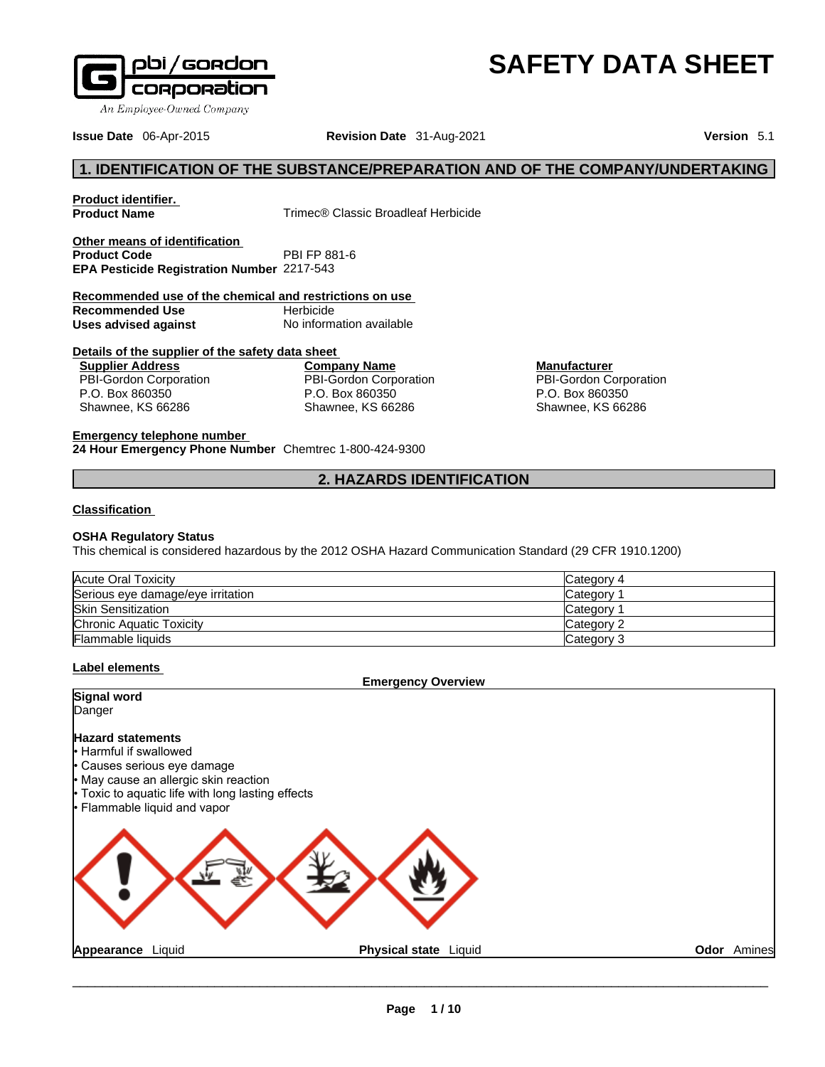# SAFETY DATA SHEET

pbi/gordon corporation
An Employee-Owned Company

**Issue Date** 06-Apr-2015 **Revision Date** 31-Aug-2021 **Version** 5.1

## 1. IDENTIFICATION OF THE SUBSTANCE/PREPARATION AND OF THE COMPANY/UNDERTAKING

**Product identifier.**

**Product Name** Trimec® Classic Broadleaf Herbicide

**Other means of identification**

**Product Code** PBI FP 881-6

**EPA Pesticide Registration Number** 2217-543

**Recommended use of the chemical and restrictions on use**

**Recommended Use** Herbicide

**Uses advised against** No information available

**Details of the supplier of the safety data sheet**

**Supplier Address**
PBI-Gordon Corporation
P.O. Box 860350
Shawnee, KS 66286

**Company Name**
PBI-Gordon Corporation
P.O. Box 860350
Shawnee, KS 66286

**Manufacturer**
PBI-Gordon Corporation
P.O. Box 860350
Shawnee, KS 66286

**Emergency telephone number**

**24 Hour Emergency Phone Number** Chemtrec 1-800-424-9300

## 2. HAZARDS IDENTIFICATION

**Classification**

**OSHA Regulatory Status**

This chemical is considered hazardous by the 2012 OSHA Hazard Communication Standard (29 CFR 1910.1200)

| | |
|---|---|
| Acute Oral Toxicity | Category 4 |
| Serious eye damage/eye irritation | Category 1 |
| Skin Sensitization | Category 1 |
| Chronic Aquatic Toxicity | Category 2 |
| Flammable liquids | Category 3 |

**Label elements**

**Emergency Overview**

**Signal word**
Danger

**Hazard statements**
- Harmful if swallowed
- Causes serious eye damage
- May cause an allergic skin reaction
- Toxic to aquatic life with long lasting effects
- Flammable liquid and vapor

**Appearance** Liquid **Physical state** Liquid **Odor** Amines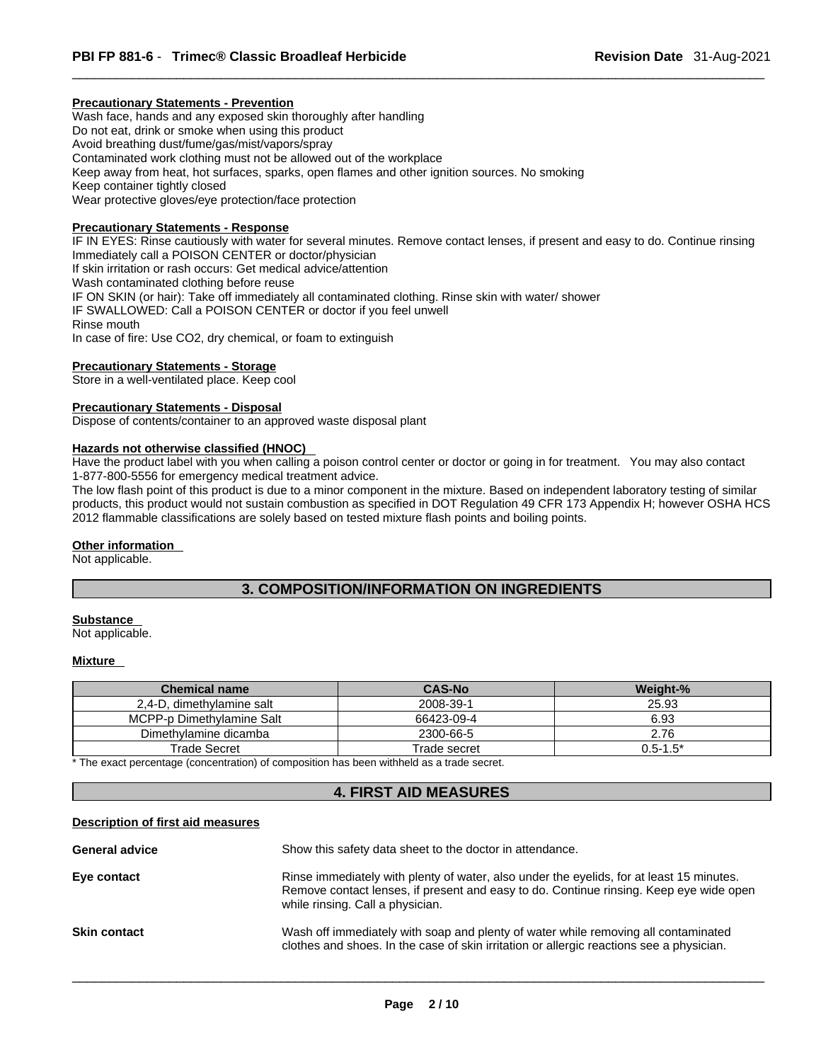**Precautionary Statements - Prevention**

Wash face, hands and any exposed skin thoroughly after handling
Do not eat, drink or smoke when using this product
Avoid breathing dust/fume/gas/mist/vapors/spray
Contaminated work clothing must not be allowed out of the workplace
Keep away from heat, hot surfaces, sparks, open flames and other ignition sources. No smoking
Keep container tightly closed
Wear protective gloves/eye protection/face protection

**Precautionary Statements - Response**

IF IN EYES: Rinse cautiously with water for several minutes. Remove contact lenses, if present and easy to do. Continue rinsing
Immediately call a POISON CENTER or doctor/physician
If skin irritation or rash occurs: Get medical advice/attention
Wash contaminated clothing before reuse
IF ON SKIN (or hair): Take off immediately all contaminated clothing. Rinse skin with water/ shower
IF SWALLOWED: Call a POISON CENTER or doctor if you feel unwell
Rinse mouth
In case of fire: Use CO2, dry chemical, or foam to extinguish

**Precautionary Statements - Storage**

Store in a well-ventilated place. Keep cool

**Precautionary Statements - Disposal**

Dispose of contents/container to an approved waste disposal plant

**Hazards not otherwise classified (HNOC)**

Have the product label with you when calling a poison control center or doctor or going in for treatment. You may also contact 1-877-800-5556 for emergency medical treatment advice.
The low flash point of this product is due to a minor component in the mixture. Based on independent laboratory testing of similar products, this product would not sustain combustion as specified in DOT Regulation 49 CFR 173 Appendix H; however OSHA HCS 2012 flammable classifications are solely based on tested mixture flash points and boiling points.

**Other information**

Not applicable.

## 3. COMPOSITION/INFORMATION ON INGREDIENTS

**Substance**

Not applicable.

**Mixture**

| Chemical name | CAS-No | Weight-% |
|---|---|---|
| 2,4-D, dimethylamine salt | 2008-39-1 | 25.93 |
| MCPP-p Dimethylamine Salt | 66423-09-4 | 6.93 |
| Dimethylamine dicamba | 2300-66-5 | 2.76 |
| Trade Secret | Trade secret | 0.5-1.5* |

* The exact percentage (concentration) of composition has been withheld as a trade secret.

## 4. FIRST AID MEASURES

**Description of first aid measures**

**General advice** Show this safety data sheet to the doctor in attendance.

**Eye contact** Rinse immediately with plenty of water, also under the eyelids, for at least 15 minutes. Remove contact lenses, if present and easy to do. Continue rinsing. Keep eye wide open while rinsing. Call a physician.

**Skin contact** Wash off immediately with soap and plenty of water while removing all contaminated clothes and shoes. In the case of skin irritation or allergic reactions see a physician.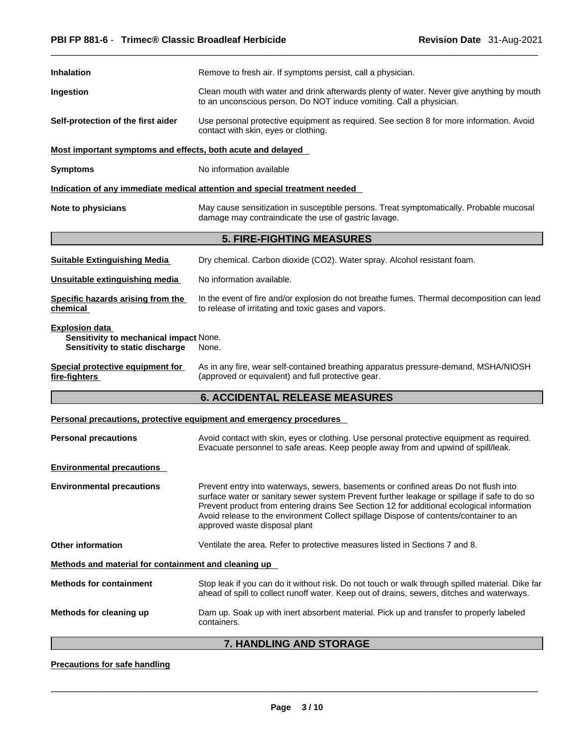**Inhalation** Remove to fresh air. If symptoms persist, call a physician.

**Ingestion** Clean mouth with water and drink afterwards plenty of water. Never give anything by mouth to an unconscious person. Do NOT induce vomiting. Call a physician.

**Self-protection of the first aider** Use personal protective equipment as required. See section 8 for more information. Avoid contact with skin, eyes or clothing.

**Most important symptoms and effects, both acute and delayed**

**Symptoms** No information available

**Indication of any immediate medical attention and special treatment needed**

**Note to physicians** May cause sensitization in susceptible persons. Treat symptomatically. Probable mucosal damage may contraindicate the use of gastric lavage.

## 5. FIRE-FIGHTING MEASURES

**Suitable Extinguishing Media** Dry chemical. Carbon dioxide ($CO_2$). Water spray. Alcohol resistant foam.

**Unsuitable extinguishing media** No information available.

**Specific hazards arising from the chemical** In the event of fire and/or explosion do not breathe fumes. Thermal decomposition can lead to release of irritating and toxic gases and vapors.

**Explosion data**
**Sensitivity to mechanical impact** None.
**Sensitivity to static discharge** None.

**Special protective equipment for fire-fighters** As in any fire, wear self-contained breathing apparatus pressure-demand, MSHA/NIOSH (approved or equivalent) and full protective gear.

## 6. ACCIDENTAL RELEASE MEASURES

**Personal precautions, protective equipment and emergency procedures**

**Personal precautions** Avoid contact with skin, eyes or clothing. Use personal protective equipment as required. Evacuate personnel to safe areas. Keep people away from and upwind of spill/leak.

**Environmental precautions**

**Environmental precautions** Prevent entry into waterways, sewers, basements or confined areas Do not flush into surface water or sanitary sewer system Prevent further leakage or spillage if safe to do so Prevent product from entering drains See Section 12 for additional ecological information Avoid release to the environment Collect spillage Dispose of contents/container to an approved waste disposal plant

**Other information** Ventilate the area. Refer to protective measures listed in Sections 7 and 8.

**Methods and material for containment and cleaning up**

**Methods for containment** Stop leak if you can do it without risk. Do not touch or walk through spilled material. Dike far ahead of spill to collect runoff water. Keep out of drains, sewers, ditches and waterways.

**Methods for cleaning up** Dam up. Soak up with inert absorbent material. Pick up and transfer to properly labeled containers.

## 7. HANDLING AND STORAGE

**Precautions for safe handling**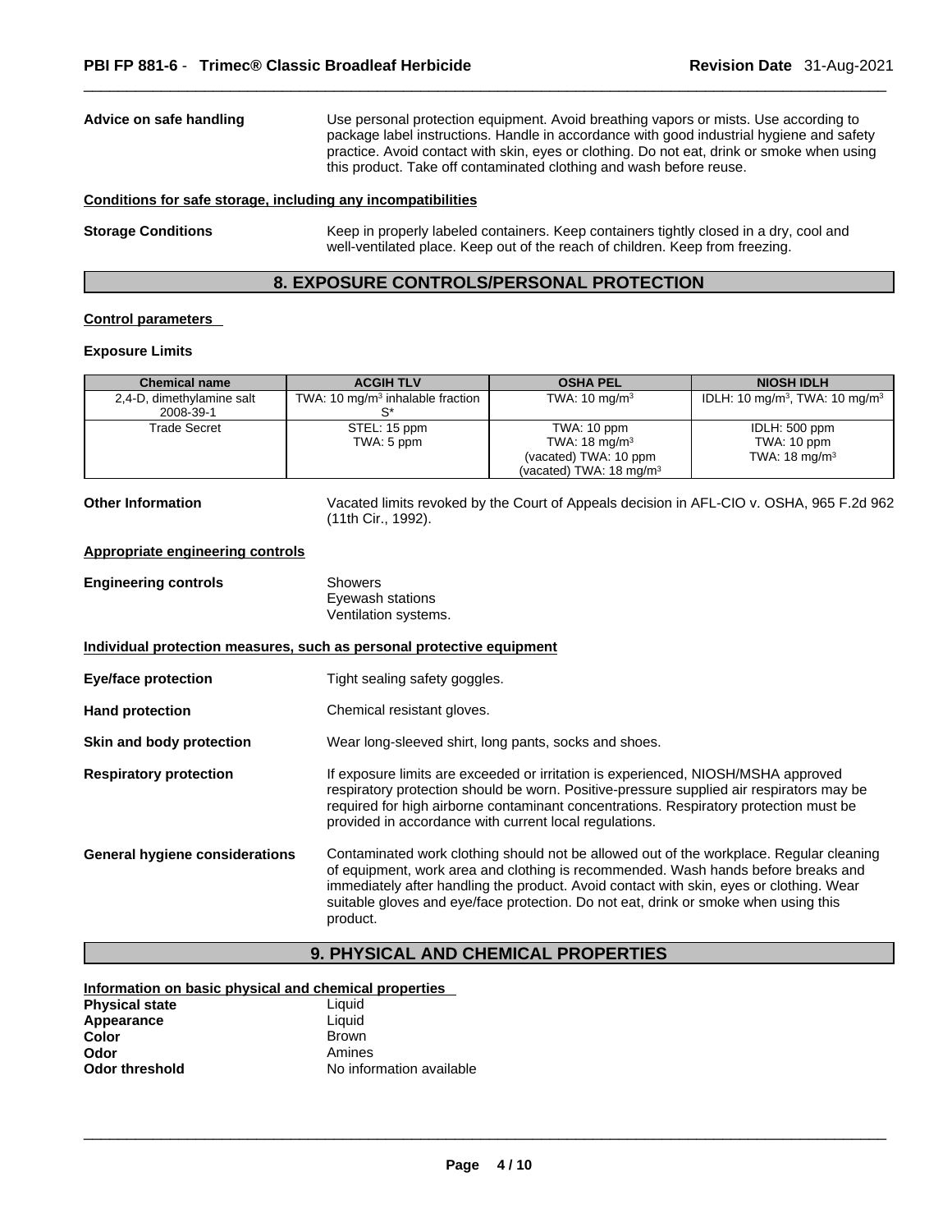**Advice on safe handling** Use personal protection equipment. Avoid breathing vapors or mists. Use according to package label instructions. Handle in accordance with good industrial hygiene and safety practice. Avoid contact with skin, eyes or clothing. Do not eat, drink or smoke when using this product. Take off contaminated clothing and wash before reuse.

**Conditions for safe storage, including any incompatibilities**

**Storage Conditions** Keep in properly labeled containers. Keep containers tightly closed in a dry, cool and well-ventilated place. Keep out of the reach of children. Keep from freezing.

## 8. EXPOSURE CONTROLS/PERSONAL PROTECTION

**Control parameters**

**Exposure Limits**

| Chemical name | ACGIH TLV | OSHA PEL | NIOSH IDLH |
|---|---|---|---|
| 2,4-D, dimethylamine salt 2008-39-1 | TWA: 10 $mg/m^3$ inhalable fraction S* | TWA: 10 $mg/m^3$ | IDLH: 10 $mg/m^3$, TWA: 10 $mg/m^3$ |
| Trade Secret | STEL: 15 ppm TWA: 5 ppm | TWA: 10 ppm TWA: 18 $mg/m^3$ (vacated) TWA: 10 ppm (vacated) TWA: 18 $mg/m^3$ | IDLH: 500 ppm TWA: 10 ppm TWA: 18 $mg/m^3$ |

**Other Information** Vacated limits revoked by the Court of Appeals decision in AFL-CIO v. OSHA, 965 F.2d 962 (11th Cir., 1992).

**Appropriate engineering controls**

**Engineering controls** Showers
Eyewash stations
Ventilation systems.

**Individual protection measures, such as personal protective equipment**

**Eye/face protection** Tight sealing safety goggles.

**Hand protection** Chemical resistant gloves.

**Skin and body protection** Wear long-sleeved shirt, long pants, socks and shoes.

**Respiratory protection** If exposure limits are exceeded or irritation is experienced, NIOSH/MSHA approved respiratory protection should be worn. Positive-pressure supplied air respirators may be required for high airborne contaminant concentrations. Respiratory protection must be provided in accordance with current local regulations.

**General hygiene considerations** Contaminated work clothing should not be allowed out of the workplace. Regular cleaning of equipment, work area and clothing is recommended. Wash hands before breaks and immediately after handling the product. Avoid contact with skin, eyes or clothing. Wear suitable gloves and eye/face protection. Do not eat, drink or smoke when using this product.

## 9. PHYSICAL AND CHEMICAL PROPERTIES

**Information on basic physical and chemical properties**

**Physical state** Liquid
**Appearance** Liquid
**Color** Brown
**Odor** Amines
**Odor threshold** No information available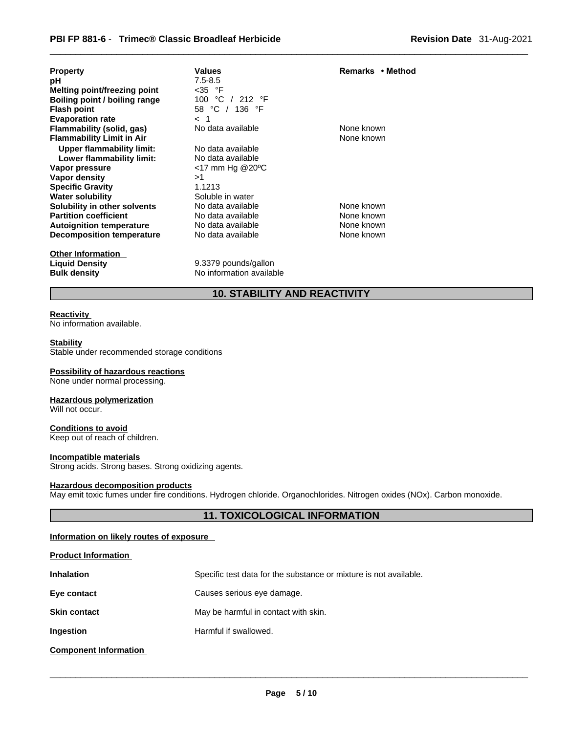| Property | Values | Remarks • Method |
|---|---|---|
| **pH** | 7.5-8.5 | |
| **Melting point/freezing point** | <35 °F | |
| **Boiling point / boiling range** | 100 °C / 212 °F | |
| **Flash point** | 58 °C / 136 °F | |
| **Evaporation rate** | < 1 | |
| **Flammability (solid, gas)** | No data available | None known |
| **Flammability Limit in Air** | | None known |
| **Upper flammability limit:** | No data available | |
| **Lower flammability limit:** | No data available | |
| **Vapor pressure** | <17 mm Hg @20ºC | |
| **Vapor density** | >1 | |
| **Specific Gravity** | 1.1213 | |
| **Water solubility** | Soluble in water | |
| **Solubility in other solvents** | No data available | None known |
| **Partition coefficient** | No data available | None known |
| **Autoignition temperature** | No data available | None known |
| **Decomposition temperature** | No data available | None known |

**Other Information**

| | |
|---|---|
| **Liquid Density** | 9.3379 pounds/gallon |
| **Bulk density** | No information available |

## 10. STABILITY AND REACTIVITY

**Reactivity**
No information available.

**Stability**
Stable under recommended storage conditions

**Possibility of hazardous reactions**
None under normal processing.

**Hazardous polymerization**
Will not occur.

**Conditions to avoid**
Keep out of reach of children.

**Incompatible materials**
Strong acids. Strong bases. Strong oxidizing agents.

**Hazardous decomposition products**
May emit toxic fumes under fire conditions. Hydrogen chloride. Organochlorides. Nitrogen oxides (NOx). Carbon monoxide.

## 11. TOXICOLOGICAL INFORMATION

**Information on likely routes of exposure**

**Product Information**

| | |
|---|---|
| **Inhalation** | Specific test data for the substance or mixture is not available. |
| **Eye contact** | Causes serious eye damage. |
| **Skin contact** | May be harmful in contact with skin. |
| **Ingestion** | Harmful if swallowed. |

**Component Information**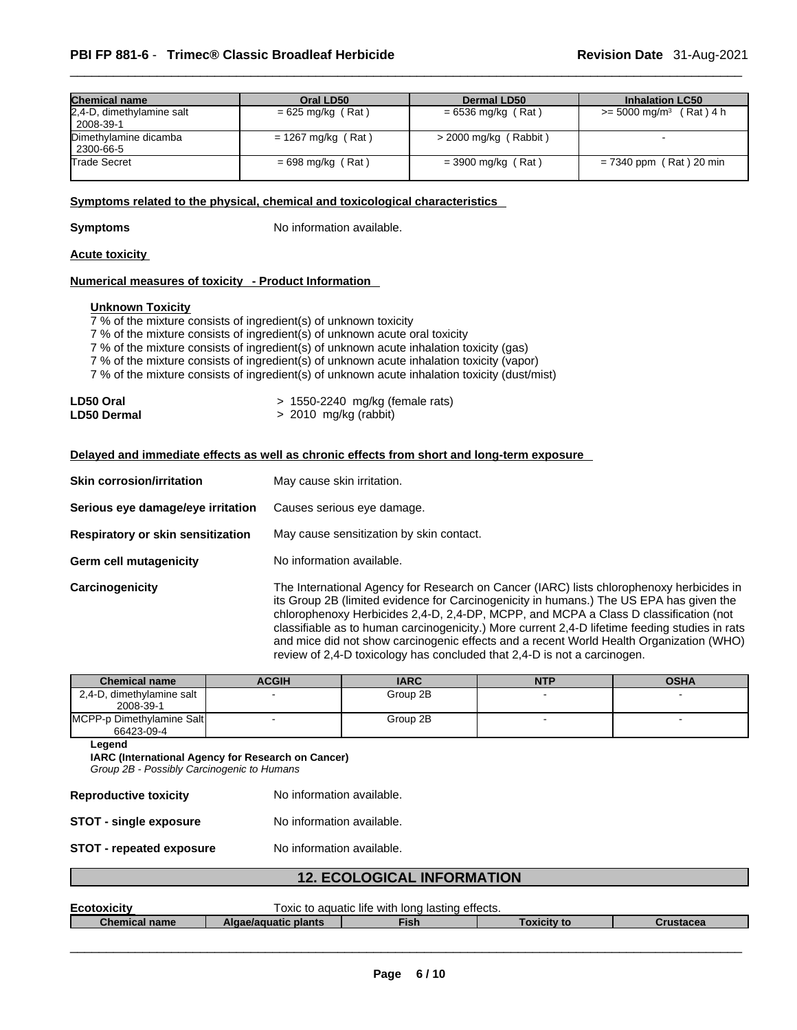| Chemical name | Oral LD50 | Dermal LD50 | Inhalation LC50 |
| --- | --- | --- | --- |
| 2,4-D, dimethylamine salt 2008-39-1 | = 625 mg/kg ( Rat ) | = 6536 mg/kg ( Rat ) | >= 5000 mg/m³ ( Rat ) 4 h |
| Dimethylamine dicamba 2300-66-5 | = 1267 mg/kg ( Rat ) | > 2000 mg/kg ( Rabbit ) | - |
| Trade Secret | = 698 mg/kg ( Rat ) | = 3900 mg/kg ( Rat ) | = 7340 ppm ( Rat ) 20 min |

**Symptoms related to the physical, chemical and toxicological characteristics**

**Symptoms** No information available.

**Acute toxicity**

**Numerical measures of toxicity - Product Information**

**Unknown Toxicity**

7 % of the mixture consists of ingredient(s) of unknown toxicity
7 % of the mixture consists of ingredient(s) of unknown acute oral toxicity
7 % of the mixture consists of ingredient(s) of unknown acute inhalation toxicity (gas)
7 % of the mixture consists of ingredient(s) of unknown acute inhalation toxicity (vapor)
7 % of the mixture consists of ingredient(s) of unknown acute inhalation toxicity (dust/mist)

**LD50 Oral** > 1550-2240 mg/kg (female rats)
**LD50 Dermal** > 2010 mg/kg (rabbit)

**Delayed and immediate effects as well as chronic effects from short and long-term exposure**

**Skin corrosion/irritation** May cause skin irritation.

**Serious eye damage/eye irritation** Causes serious eye damage.

**Respiratory or skin sensitization** May cause sensitization by skin contact.

**Germ cell mutagenicity** No information available.

**Carcinogenicity** The International Agency for Research on Cancer (IARC) lists chlorophenoxy herbicides in its Group 2B (limited evidence for Carcinogenicity in humans.) The US EPA has given the chlorophenoxy Herbicides 2,4-D, 2,4-DP, MCPP, and MCPA a Class D classification (not classifiable as to human carcinogenicity.) More current 2,4-D lifetime feeding studies in rats and mice did not show carcinogenic effects and a recent World Health Organization (WHO) review of 2,4-D toxicology has concluded that 2,4-D is not a carcinogen.

| Chemical name | ACGIH | IARC | NTP | OSHA |
| --- | --- | --- | --- | --- |
| 2,4-D, dimethylamine salt 2008-39-1 | - | Group 2B | - | - |
| MCPP-p Dimethylamine Salt 66423-09-4 | - | Group 2B | - | - |

**Legend**
**IARC (International Agency for Research on Cancer)**
*Group 2B - Possibly Carcinogenic to Humans*

**Reproductive toxicity** No information available.

**STOT - single exposure** No information available.

**STOT - repeated exposure** No information available.

## 12. ECOLOGICAL INFORMATION

**Ecotoxicity** Toxic to aquatic life with long lasting effects.

| Chemical name | Algae/aquatic plants | Fish | Toxicity to | Crustacea |
| --- | --- | --- | --- | --- |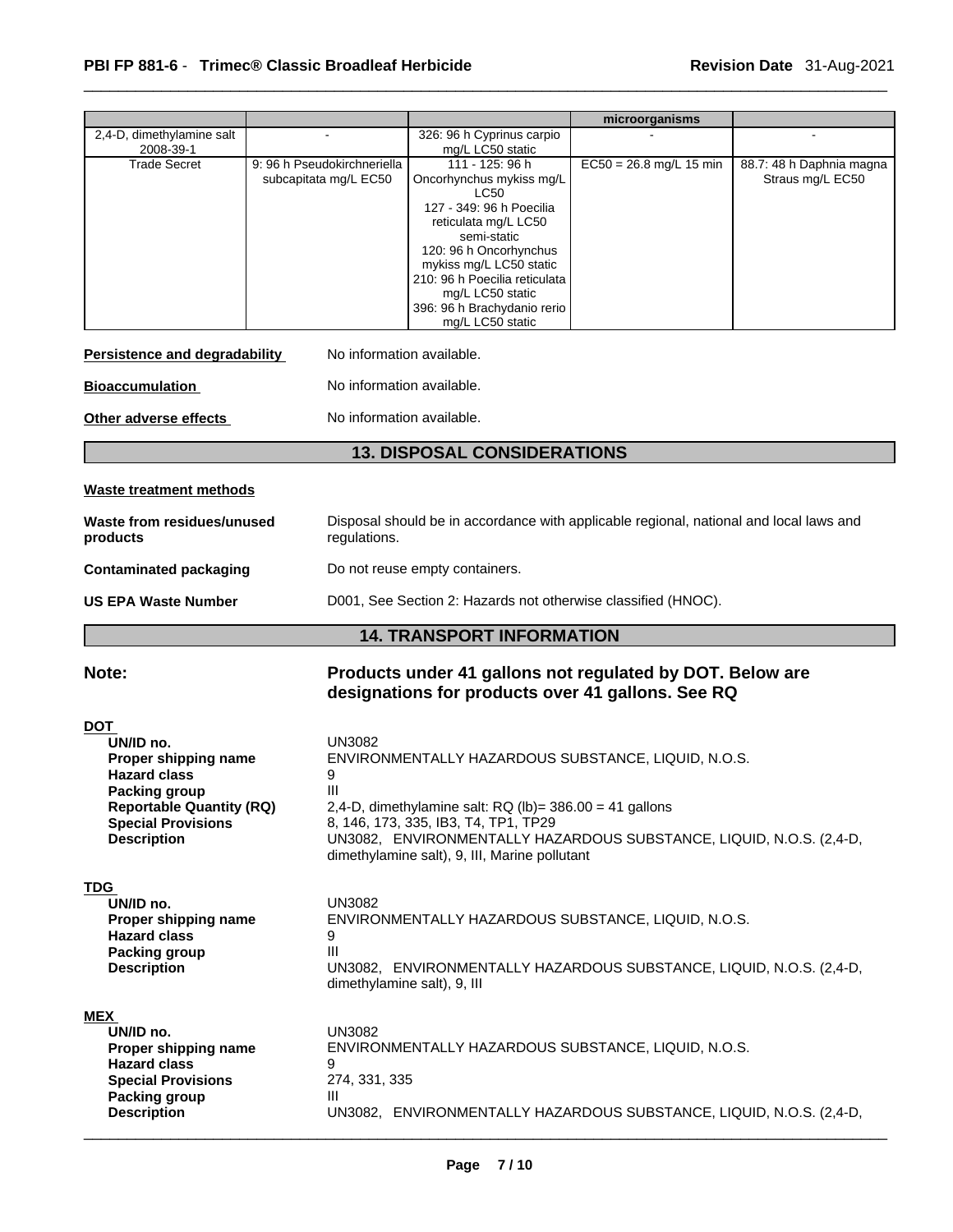| | | | microorganisms | |
|---|---|---|---|---|
| 2,4-D, dimethylamine salt 2008-39-1 | - | 326: 96 h Cyprinus carpio mg/L LC50 static | - | - |
| Trade Secret | 9: 96 h Pseudokirchneriella subcapitata mg/L EC50 | 111 - 125: 96 h Oncorhynchus mykiss mg/L LC50<br>127 - 349: 96 h Poecilia reticulata mg/L LC50 semi-static<br>120: 96 h Oncorhynchus mykiss mg/L LC50 static<br>210: 96 h Poecilia reticulata mg/L LC50 static<br>396: 96 h Brachydanio rerio mg/L LC50 static | EC50 = 26.8 mg/L 15 min | 88.7: 48 h Daphnia magna Straus mg/L EC50 |

**Persistence and degradability** No information available.

**Bioaccumulation** No information available.

**Other adverse effects** No information available.

## 13. DISPOSAL CONSIDERATIONS

**Waste treatment methods**

**Waste from residues/unused products** Disposal should be in accordance with applicable regional, national and local laws and regulations.

**Contaminated packaging** Do not reuse empty containers.

**US EPA Waste Number** D001, See Section 2: Hazards not otherwise classified (HNOC).

## 14. TRANSPORT INFORMATION

**Note:** **Products under 41 gallons not regulated by DOT. Below are designations for products over 41 gallons. See RQ**

**DOT**

- **UN/ID no.** UN3082
- **Proper shipping name** ENVIRONMENTALLY HAZARDOUS SUBSTANCE, LIQUID, N.O.S.
- **Hazard class** 9
- **Packing group** III
- **Reportable Quantity (RQ)** 2,4-D, dimethylamine salt: RQ (lb)= 386.00 = 41 gallons
- **Special Provisions** 8, 146, 173, 335, IB3, T4, TP1, TP29
- **Description** UN3082, ENVIRONMENTALLY HAZARDOUS SUBSTANCE, LIQUID, N.O.S. (2,4-D, dimethylamine salt), 9, III, Marine pollutant

**TDG**

- **UN/ID no.** UN3082
- **Proper shipping name** ENVIRONMENTALLY HAZARDOUS SUBSTANCE, LIQUID, N.O.S.
- **Hazard class** 9
- **Packing group** III
- **Description** UN3082, ENVIRONMENTALLY HAZARDOUS SUBSTANCE, LIQUID, N.O.S. (2,4-D, dimethylamine salt), 9, III

**MEX**

- **UN/ID no.** UN3082
- **Proper shipping name** ENVIRONMENTALLY HAZARDOUS SUBSTANCE, LIQUID, N.O.S.
- **Hazard class** 9
- **Special Provisions** 274, 331, 335
- **Packing group** III
- **Description** UN3082, ENVIRONMENTALLY HAZARDOUS SUBSTANCE, LIQUID, N.O.S. (2,4-D,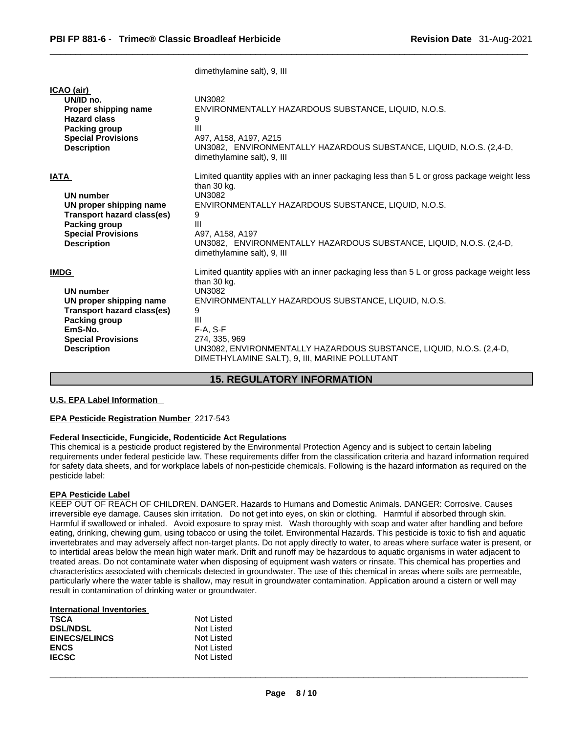dimethylamine salt), 9, III

**ICAO (air)**

| | |
|---|---|
| **UN/ID no.** | UN3082 |
| **Proper shipping name** | ENVIRONMENTALLY HAZARDOUS SUBSTANCE, LIQUID, N.O.S. |
| **Hazard class** | 9 |
| **Packing group** | III |
| **Special Provisions** | A97, A158, A197, A215 |
| **Description** | UN3082, ENVIRONMENTALLY HAZARDOUS SUBSTANCE, LIQUID, N.O.S. (2,4-D, dimethylamine salt), 9, III |

**IATA**

Limited quantity applies with an inner packaging less than 5 L or gross package weight less than 30 kg.

| | |
|---|---|
| **UN number** | UN3082 |
| **UN proper shipping name** | ENVIRONMENTALLY HAZARDOUS SUBSTANCE, LIQUID, N.O.S. |
| **Transport hazard class(es)** | 9 |
| **Packing group** | III |
| **Special Provisions** | A97, A158, A197 |
| **Description** | UN3082, ENVIRONMENTALLY HAZARDOUS SUBSTANCE, LIQUID, N.O.S. (2,4-D, dimethylamine salt), 9, III |

**IMDG**

Limited quantity applies with an inner packaging less than 5 L or gross package weight less than 30 kg.

| | |
|---|---|
| **UN number** | UN3082 |
| **UN proper shipping name** | ENVIRONMENTALLY HAZARDOUS SUBSTANCE, LIQUID, N.O.S. |
| **Transport hazard class(es)** | 9 |
| **Packing group** | III |
| **EmS-No.** | F-A, S-F |
| **Special Provisions** | 274, 335, 969 |
| **Description** | UN3082, ENVIRONMENTALLY HAZARDOUS SUBSTANCE, LIQUID, N.O.S. (2,4-D, DIMETHYLAMINE SALT), 9, III, MARINE POLLUTANT |

## 15. REGULATORY INFORMATION

**U.S. EPA Label Information**

**EPA Pesticide Registration Number** 2217-543

**Federal Insecticide, Fungicide, Rodenticide Act Regulations**

This chemical is a pesticide product registered by the Environmental Protection Agency and is subject to certain labeling requirements under federal pesticide law. These requirements differ from the classification criteria and hazard information required for safety data sheets, and for workplace labels of non-pesticide chemicals. Following is the hazard information as required on the pesticide label:

**EPA Pesticide Label**

KEEP OUT OF REACH OF CHILDREN. DANGER. Hazards to Humans and Domestic Animals. DANGER: Corrosive. Causes irreversible eye damage. Causes skin irritation. Do not get into eyes, on skin or clothing. Harmful if absorbed through skin. Harmful if swallowed or inhaled. Avoid exposure to spray mist. Wash thoroughly with soap and water after handling and before eating, drinking, chewing gum, using tobacco or using the toilet. Environmental Hazards. This pesticide is toxic to fish and aquatic invertebrates and may adversely affect non-target plants. Do not apply directly to water, to areas where surface water is present, or to intertidal areas below the mean high water mark. Drift and runoff may be hazardous to aquatic organisms in water adjacent to treated areas. Do not contaminate water when disposing of equipment wash waters or rinsate. This chemical has properties and characteristics associated with chemicals detected in groundwater. The use of this chemical in areas where soils are permeable, particularly where the water table is shallow, may result in groundwater contamination. Application around a cistern or well may result in contamination of drinking water or groundwater.

**International Inventories**

| | |
|---|---|
| **TSCA** | Not Listed |
| **DSL/NDSL** | Not Listed |
| **EINECS/ELINCS** | Not Listed |
| **ENCS** | Not Listed |
| **IECSC** | Not Listed |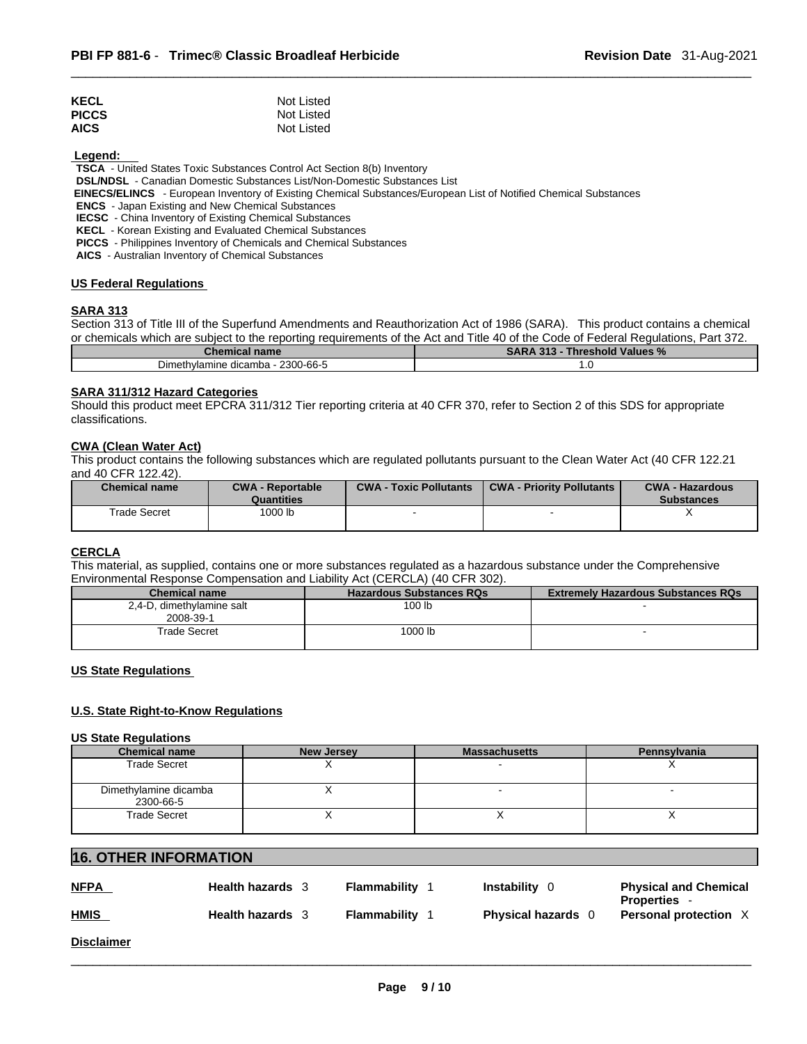| | |
|---|---|
| **KECL** | Not Listed |
| **PICCS** | Not Listed |
| **AICS** | Not Listed |

**Legend:**

**TSCA** - United States Toxic Substances Control Act Section 8(b) Inventory
**DSL/NDSL** - Canadian Domestic Substances List/Non-Domestic Substances List
**EINECS/ELINCS** - European Inventory of Existing Chemical Substances/European List of Notified Chemical Substances
**ENCS** - Japan Existing and New Chemical Substances
**IECSC** - China Inventory of Existing Chemical Substances
**KECL** - Korean Existing and Evaluated Chemical Substances
**PICCS** - Philippines Inventory of Chemicals and Chemical Substances
**AICS** - Australian Inventory of Chemical Substances

## US Federal Regulations

### SARA 313

Section 313 of Title III of the Superfund Amendments and Reauthorization Act of 1986 (SARA). This product contains a chemical or chemicals which are subject to the reporting requirements of the Act and Title 40 of the Code of Federal Regulations, Part 372.

| Chemical name | SARA 313 - Threshold Values % |
|---|---|
| Dimethylamine dicamba - 2300-66-5 | 1.0 |

### SARA 311/312 Hazard Categories

Should this product meet EPCRA 311/312 Tier reporting criteria at 40 CFR 370, refer to Section 2 of this SDS for appropriate classifications.

### CWA (Clean Water Act)

This product contains the following substances which are regulated pollutants pursuant to the Clean Water Act (40 CFR 122.21 and 40 CFR 122.42).

| Chemical name | CWA - Reportable Quantities | CWA - Toxic Pollutants | CWA - Priority Pollutants | CWA - Hazardous Substances |
|---|---|---|---|---|
| Trade Secret | 1000 lb | - | - | X |

### CERCLA

This material, as supplied, contains one or more substances regulated as a hazardous substance under the Comprehensive Environmental Response Compensation and Liability Act (CERCLA) (40 CFR 302).

| Chemical name | Hazardous Substances RQs | Extremely Hazardous Substances RQs |
|---|---|---|
| 2,4-D, dimethylamine salt 2008-39-1 | 100 lb | - |
| Trade Secret | 1000 lb | - |

## US State Regulations

## U.S. State Right-to-Know Regulations

### US State Regulations

| Chemical name | New Jersey | Massachusetts | Pennsylvania |
|---|---|---|---|
| Trade Secret | X | - | X |
| Dimethylamine dicamba 2300-66-5 | X | - | - |
| Trade Secret | X | X | X |

## 16. OTHER INFORMATION

| | | | | |
|---|---|---|---|---|
| **NFPA** | **Health hazards** 3 | **Flammability** 1 | **Instability** 0 | **Physical and Chemical Properties** - |
| **HMIS** | **Health hazards** 3 | **Flammability** 1 | **Physical hazards** 0 | **Personal protection** X |

**Disclaimer**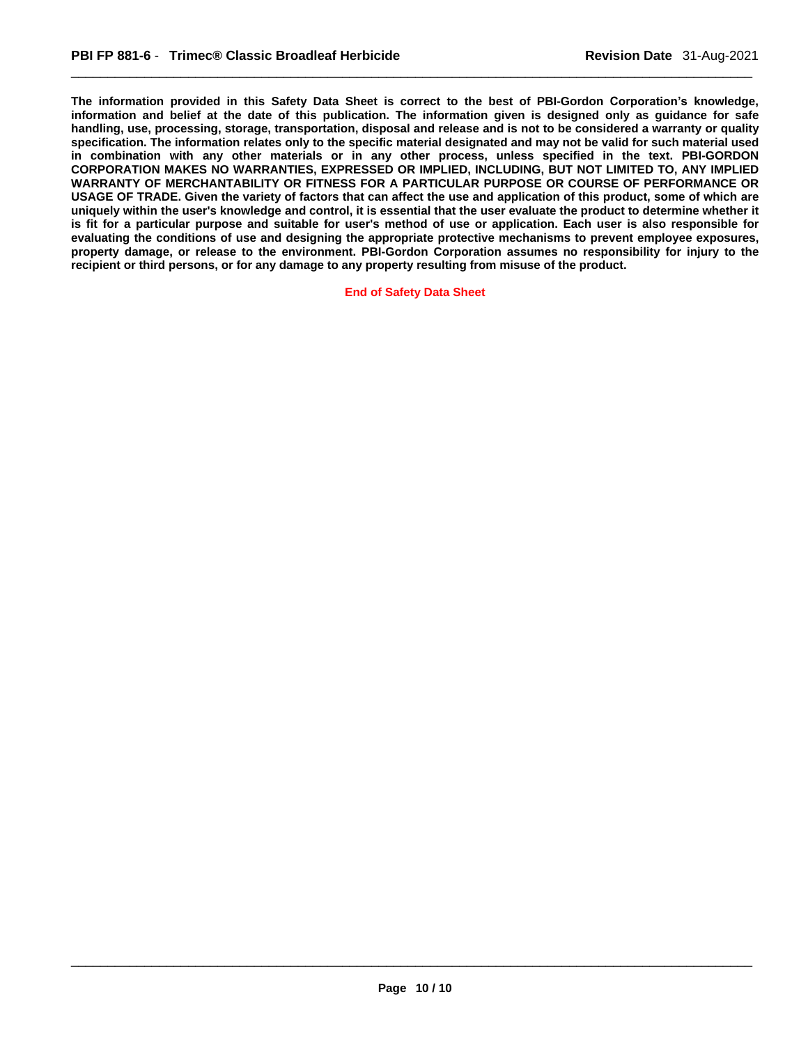**The information provided in this Safety Data Sheet is correct to the best of PBI-Gordon Corporation's knowledge, information and belief at the date of this publication. The information given is designed only as guidance for safe handling, use, processing, storage, transportation, disposal and release and is not to be considered a warranty or quality specification. The information relates only to the specific material designated and may not be valid for such material used in combination with any other materials or in any other process, unless specified in the text. PBI-GORDON CORPORATION MAKES NO WARRANTIES, EXPRESSED OR IMPLIED, INCLUDING, BUT NOT LIMITED TO, ANY IMPLIED WARRANTY OF MERCHANTABILITY OR FITNESS FOR A PARTICULAR PURPOSE OR COURSE OF PERFORMANCE OR USAGE OF TRADE. Given the variety of factors that can affect the use and application of this product, some of which are uniquely within the user's knowledge and control, it is essential that the user evaluate the product to determine whether it is fit for a particular purpose and suitable for user's method of use or application. Each user is also responsible for evaluating the conditions of use and designing the appropriate protective mechanisms to prevent employee exposures, property damage, or release to the environment. PBI-Gordon Corporation assumes no responsibility for injury to the recipient or third persons, or for any damage to any property resulting from misuse of the product.**

**End of Safety Data Sheet**